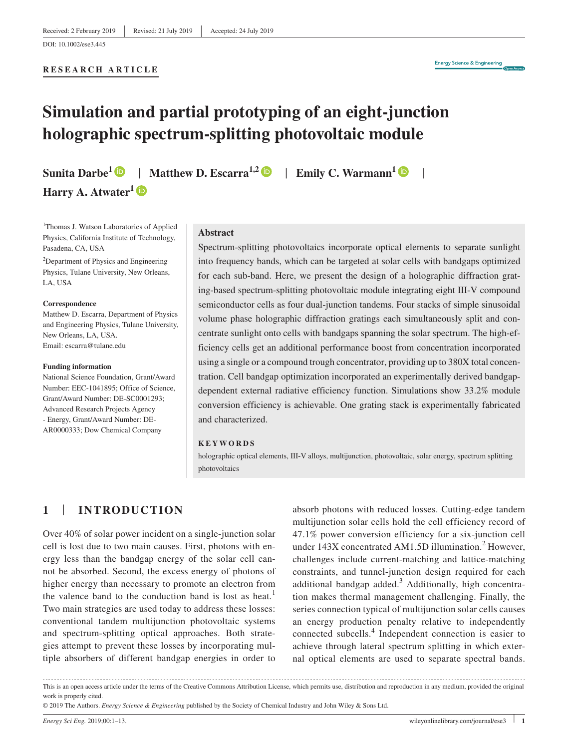Received: 2 February 2019 | Revised: 21 July 2019 | Accepted: 24 July 2019

DOI: 10.1002/ese3.445

**RESEARCH ARTICLE**

# Simulation and partial prototyping of an eight-junction holographic spectrum-splitting photovoltaic module

**Sunita Darbe**[1] | **Matthew D. Escarra**[1,2] | **Emily C. Warmann**[1] | **Harry A. Atwater**[1]

[1]Thomas J. Watson Laboratories of Applied Physics, California Institute of Technology, Pasadena, CA, USA

[2]Department of Physics and Engineering Physics, Tulane University, New Orleans, LA, USA

**Correspondence**
Matthew D. Escarra, Department of Physics and Engineering Physics, Tulane University, New Orleans, LA, USA.
Email: escarra@tulane.edu

**Funding information**
National Science Foundation, Grant/Award Number: EEC-1041895; Office of Science, Grant/Award Number: DE-SC0001293; Advanced Research Projects Agency - Energy, Grant/Award Number: DE-AR0000333; Dow Chemical Company

## Abstract

Spectrum-splitting photovoltaics incorporate optical elements to separate sunlight into frequency bands, which can be targeted at solar cells with bandgaps optimized for each sub-band. Here, we present the design of a holographic diffraction grating-based spectrum-splitting photovoltaic module integrating eight III-V compound semiconductor cells as four dual-junction tandems. Four stacks of simple sinusoidal volume phase holographic diffraction gratings each simultaneously split and concentrate sunlight onto cells with bandgaps spanning the solar spectrum. The high-efficiency cells get an additional performance boost from concentration incorporated using a single or a compound trough concentrator, providing up to 380X total concentration. Cell bandgap optimization incorporated an experimentally derived bandgap-dependent external radiative efficiency function. Simulations show 33.2% module conversion efficiency is achievable. One grating stack is experimentally fabricated and characterized.

**KEYWORDS**

holographic optical elements, III-V alloys, multijunction, photovoltaic, solar energy, spectrum splitting photovoltaics

## 1 | INTRODUCTION

Over 40% of solar power incident on a single-junction solar cell is lost due to two main causes. First, photons with energy less than the bandgap energy of the solar cell cannot be absorbed. Second, the excess energy of photons of higher energy than necessary to promote an electron from the valence band to the conduction band is lost as heat.[1] Two main strategies are used today to address these losses: conventional tandem multijunction photovoltaic systems and spectrum-splitting optical approaches. Both strategies attempt to prevent these losses by incorporating multiple absorbers of different bandgap energies in order to absorb photons with reduced losses. Cutting-edge tandem multijunction solar cells hold the cell efficiency record of 47.1% power conversion efficiency for a six-junction cell under 143X concentrated AM1.5D illumination.[2] However, challenges include current-matching and lattice-matching constraints, and tunnel-junction design required for each additional bandgap added.[3] Additionally, high concentration makes thermal management challenging. Finally, the series connection typical of multijunction solar cells causes an energy production penalty relative to independently connected subcells.[4] Independent connection is easier to achieve through lateral spectrum splitting in which external optical elements are used to separate spectral bands.

This is an open access article under the terms of the Creative Commons Attribution License, which permits use, distribution and reproduction in any medium, provided the original work is properly cited.

© 2019 The Authors. *Energy Science & Engineering* published by the Society of Chemical Industry and John Wiley & Sons Ltd.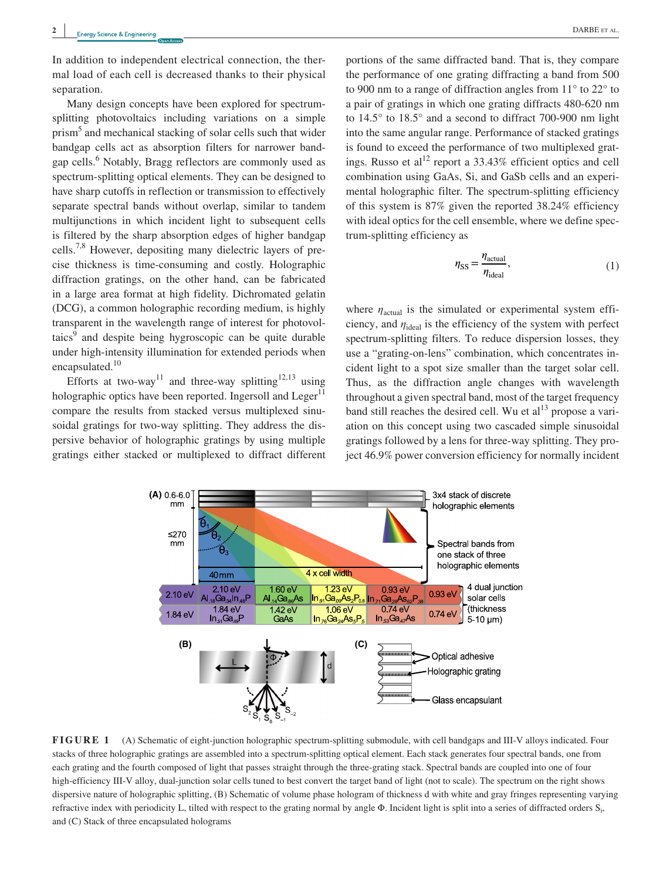In addition to independent electrical connection, the thermal load of each cell is decreased thanks to their physical separation.

Many design concepts have been explored for spectrum-splitting photovoltaics including variations on a simple prism[5] and mechanical stacking of solar cells such that wider bandgap cells act as absorption filters for narrower bandgap cells.[6] Notably, Bragg reflectors are commonly used as spectrum-splitting optical elements. They can be designed to have sharp cutoffs in reflection or transmission to effectively separate spectral bands without overlap, similar to tandem multijunctions in which incident light to subsequent cells is filtered by the sharp absorption edges of higher bandgap cells.[7,8] However, depositing many dielectric layers of precise thickness is time-consuming and costly. Holographic diffraction gratings, on the other hand, can be fabricated in a large area format at high fidelity. Dichromated gelatin (DCG), a common holographic recording medium, is highly transparent in the wavelength range of interest for photovoltaics[9] and despite being hygroscopic can be quite durable under high-intensity illumination for extended periods when encapsulated.[10]

Efforts at two-way[11] and three-way splitting[12,13] using holographic optics have been reported. Ingersoll and Leger[11] compare the results from stacked versus multiplexed sinusoidal gratings for two-way splitting. They address the dispersive behavior of holographic gratings by using multiple gratings either stacked or multiplexed to diffract different portions of the same diffracted band. That is, they compare the performance of one grating diffracting a band from 500 to 900 nm to a range of diffraction angles from 11° to 22° to a pair of gratings in which one grating diffracts 480-620 nm to 14.5° to 18.5° and a second to diffract 700-900 nm light into the same angular range. Performance of stacked gratings is found to exceed the performance of two multiplexed gratings. Russo et al[12] report a 33.43% efficient optics and cell combination using GaAs, Si, and GaSb cells and an experimental holographic filter. The spectrum-splitting efficiency of this system is 87% given the reported 38.24% efficiency with ideal optics for the cell ensemble, where we define spectrum-splitting efficiency as

$$\eta_{\mathrm{SS}} = \frac{\eta_{\mathrm{actual}}}{\eta_{\mathrm{ideal}}}, \tag{1}$$

where $\eta_{\mathrm{actual}}$ is the simulated or experimental system efficiency, and $\eta_{\mathrm{ideal}}$ is the efficiency of the system with perfect spectrum-splitting filters. To reduce dispersion losses, they use a "grating-on-lens" combination, which concentrates incident light to a spot size smaller than the target solar cell. Thus, as the diffraction angle changes with wavelength throughout a given spectral band, most of the target frequency band still reaches the desired cell. Wu et al[13] propose a variation on this concept using two cascaded simple sinusoidal gratings followed by a lens for three-way splitting. They project 46.9% power conversion efficiency for normally incident

**FIGURE 1** (A) Schematic of eight-junction holographic spectrum-splitting submodule, with cell bandgaps and III-V alloys indicated. Four stacks of three holographic gratings are assembled into a spectrum-splitting optical element. Each stack generates four spectral bands, one from each grating and the fourth composed of light that passes straight through the three-grating stack. Spectral bands are coupled into one of four high-efficiency III-V alloy, dual-junction solar cells tuned to best convert the target band of light (not to scale). The spectrum on the right shows dispersive nature of holographic splitting, (B) Schematic of volume phase hologram of thickness d with white and gray fringes representing varying refractive index with periodicity L, tilted with respect to the grating normal by angle Φ. Incident light is split into a series of diffracted orders $S_i$, and (C) Stack of three encapsulated holograms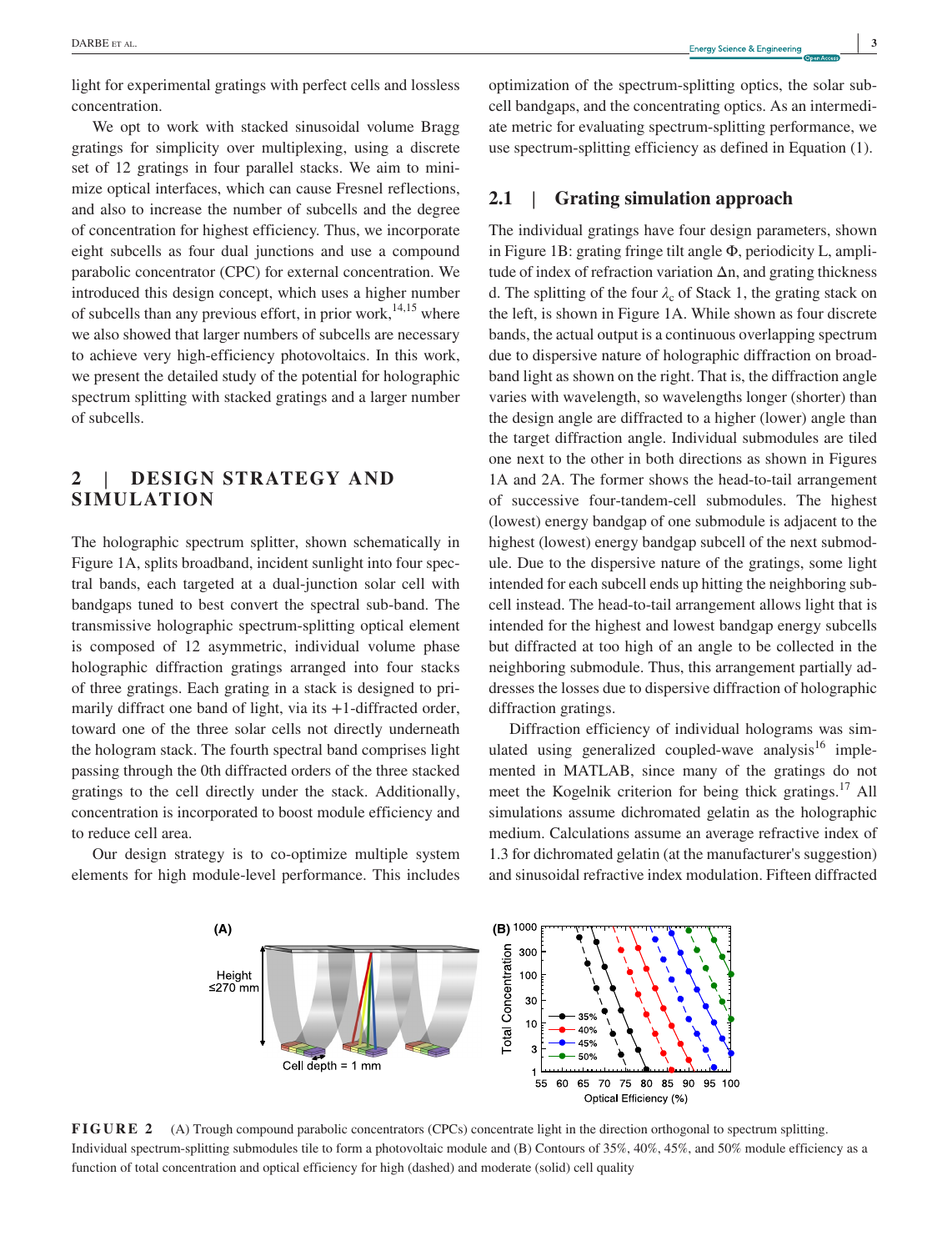light for experimental gratings with perfect cells and lossless concentration.

We opt to work with stacked sinusoidal volume Bragg gratings for simplicity over multiplexing, using a discrete set of 12 gratings in four parallel stacks. We aim to minimize optical interfaces, which can cause Fresnel reflections, and also to increase the number of subcells and the degree of concentration for highest efficiency. Thus, we incorporate eight subcells as four dual junctions and use a compound parabolic concentrator (CPC) for external concentration. We introduced this design concept, which uses a higher number of subcells than any previous effort, in prior work,[14,15] where we also showed that larger numbers of subcells are necessary to achieve very high-efficiency photovoltaics. In this work, we present the detailed study of the potential for holographic spectrum splitting with stacked gratings and a larger number of subcells.

## 2 | DESIGN STRATEGY AND SIMULATION

The holographic spectrum splitter, shown schematically in Figure 1A, splits broadband, incident sunlight into four spectral bands, each targeted at a dual-junction solar cell with bandgaps tuned to best convert the spectral sub-band. The transmissive holographic spectrum-splitting optical element is composed of 12 asymmetric, individual volume phase holographic diffraction gratings arranged into four stacks of three gratings. Each grating in a stack is designed to primarily diffract one band of light, via its +1-diffracted order, toward one of the three solar cells not directly underneath the hologram stack. The fourth spectral band comprises light passing through the 0th diffracted orders of the three stacked gratings to the cell directly under the stack. Additionally, concentration is incorporated to boost module efficiency and to reduce cell area.

Our design strategy is to co-optimize multiple system elements for high module-level performance. This includes optimization of the spectrum-splitting optics, the solar subcell bandgaps, and the concentrating optics. As an intermediate metric for evaluating spectrum-splitting performance, we use spectrum-splitting efficiency as defined in Equation (1).

### 2.1 | Grating simulation approach

The individual gratings have four design parameters, shown in Figure 1B: grating fringe tilt angle Φ, periodicity L, amplitude of index of refraction variation Δn, and grating thickness d. The splitting of the four $\lambda_c$ of Stack 1, the grating stack on the left, is shown in Figure 1A. While shown as four discrete bands, the actual output is a continuous overlapping spectrum due to dispersive nature of holographic diffraction on broadband light as shown on the right. That is, the diffraction angle varies with wavelength, so wavelengths longer (shorter) than the design angle are diffracted to a higher (lower) angle than the target diffraction angle. Individual submodules are tiled one next to the other in both directions as shown in Figures 1A and 2A. The former shows the head-to-tail arrangement of successive four-tandem-cell submodules. The highest (lowest) energy bandgap of one submodule is adjacent to the highest (lowest) energy bandgap subcell of the next submodule. Due to the dispersive nature of the gratings, some light intended for each subcell ends up hitting the neighboring subcell instead. The head-to-tail arrangement allows light that is intended for the highest and lowest bandgap energy subcells but diffracted at too high of an angle to be collected in the neighboring submodule. Thus, this arrangement partially addresses the losses due to dispersive diffraction of holographic diffraction gratings.

Diffraction efficiency of individual holograms was simulated using generalized coupled-wave analysis[16] implemented in MATLAB, since many of the gratings do not meet the Kogelnik criterion for being thick gratings.[17] All simulations assume dichromated gelatin as the holographic medium. Calculations assume an average refractive index of 1.3 for dichromated gelatin (at the manufacturer's suggestion) and sinusoidal refractive index modulation. Fifteen diffracted

**FIGURE 2** (A) Trough compound parabolic concentrators (CPCs) concentrate light in the direction orthogonal to spectrum splitting. Individual spectrum-splitting submodules tile to form a photovoltaic module and (B) Contours of 35%, 40%, 45%, and 50% module efficiency as a function of total concentration and optical efficiency for high (dashed) and moderate (solid) cell quality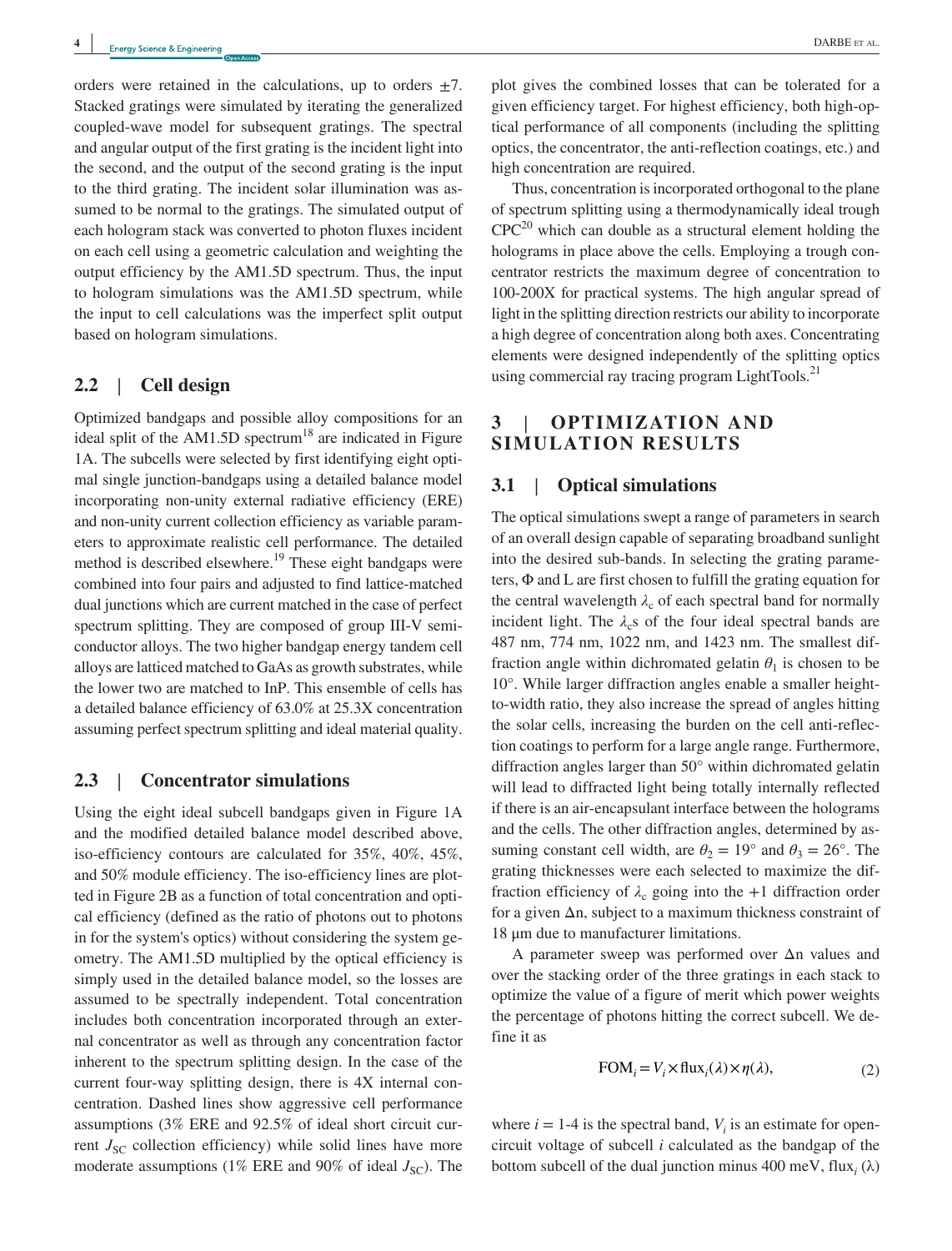orders were retained in the calculations, up to orders ±7. Stacked gratings were simulated by iterating the generalized coupled-wave model for subsequent gratings. The spectral and angular output of the first grating is the incident light into the second, and the output of the second grating is the input to the third grating. The incident solar illumination was assumed to be normal to the gratings. The simulated output of each hologram stack was converted to photon fluxes incident on each cell using a geometric calculation and weighting the output efficiency by the AM1.5D spectrum. Thus, the input to hologram simulations was the AM1.5D spectrum, while the input to cell calculations was the imperfect split output based on hologram simulations.

### 2.2 | Cell design

Optimized bandgaps and possible alloy compositions for an ideal split of the AM1.5D spectrum[18] are indicated in Figure 1A. The subcells were selected by first identifying eight optimal single junction-bandgaps using a detailed balance model incorporating non-unity external radiative efficiency (ERE) and non-unity current collection efficiency as variable parameters to approximate realistic cell performance. The detailed method is described elsewhere.[19] These eight bandgaps were combined into four pairs and adjusted to find lattice-matched dual junctions which are current matched in the case of perfect spectrum splitting. They are composed of group III-V semiconductor alloys. The two higher bandgap energy tandem cell alloys are latticed matched to GaAs as growth substrates, while the lower two are matched to InP. This ensemble of cells has a detailed balance efficiency of 63.0% at 25.3X concentration assuming perfect spectrum splitting and ideal material quality.

### 2.3 | Concentrator simulations

Using the eight ideal subcell bandgaps given in Figure 1A and the modified detailed balance model described above, iso-efficiency contours are calculated for 35%, 40%, 45%, and 50% module efficiency. The iso-efficiency lines are plotted in Figure 2B as a function of total concentration and optical efficiency (defined as the ratio of photons out to photons in for the system's optics) without considering the system geometry. The AM1.5D multiplied by the optical efficiency is simply used in the detailed balance model, so the losses are assumed to be spectrally independent. Total concentration includes both concentration incorporated through an external concentrator as well as through any concentration factor inherent to the spectrum splitting design. In the case of the current four-way splitting design, there is 4X internal concentration. Dashed lines show aggressive cell performance assumptions (3% ERE and 92.5% of ideal short circuit current $J_{SC}$ collection efficiency) while solid lines have more moderate assumptions (1% ERE and 90% of ideal $J_{SC}$). The plot gives the combined losses that can be tolerated for a given efficiency target. For highest efficiency, both high-optical performance of all components (including the splitting optics, the concentrator, the anti-reflection coatings, etc.) and high concentration are required.

Thus, concentration is incorporated orthogonal to the plane of spectrum splitting using a thermodynamically ideal trough CPC[20] which can double as a structural element holding the holograms in place above the cells. Employing a trough concentrator restricts the maximum degree of concentration to 100-200X for practical systems. The high angular spread of light in the splitting direction restricts our ability to incorporate a high degree of concentration along both axes. Concentrating elements were designed independently of the splitting optics using commercial ray tracing program LightTools.[21]

## 3 | OPTIMIZATION AND SIMULATION RESULTS

### 3.1 | Optical simulations

The optical simulations swept a range of parameters in search of an overall design capable of separating broadband sunlight into the desired sub-bands. In selecting the grating parameters, Φ and L are first chosen to fulfill the grating equation for the central wavelength $\lambda_c$ of each spectral band for normally incident light. The $\lambda_c$s of the four ideal spectral bands are 487 nm, 774 nm, 1022 nm, and 1423 nm. The smallest diffraction angle within dichromated gelatin $\theta_1$ is chosen to be 10°. While larger diffraction angles enable a smaller height-to-width ratio, they also increase the spread of angles hitting the solar cells, increasing the burden on the cell anti-reflection coatings to perform for a large angle range. Furthermore, diffraction angles larger than 50° within dichromated gelatin will lead to diffracted light being totally internally reflected if there is an air-encapsulant interface between the holograms and the cells. The other diffraction angles, determined by assuming constant cell width, are $\theta_2 = 19°$ and $\theta_3 = 26°$. The grating thicknesses were each selected to maximize the diffraction efficiency of $\lambda_c$ going into the +1 diffraction order for a given Δn, subject to a maximum thickness constraint of 18 μm due to manufacturer limitations.

A parameter sweep was performed over Δn values and over the stacking order of the three gratings in each stack to optimize the value of a figure of merit which power weights the percentage of photons hitting the correct subcell. We define it as

$$\text{FOM}_i = V_i \times \text{flux}_i(\lambda) \times \eta(\lambda), \tag{2}$$

where $i$ = 1-4 is the spectral band, $V_i$ is an estimate for open-circuit voltage of subcell $i$ calculated as the bandgap of the bottom subcell of the dual junction minus 400 meV, $\text{flux}_i(\lambda)$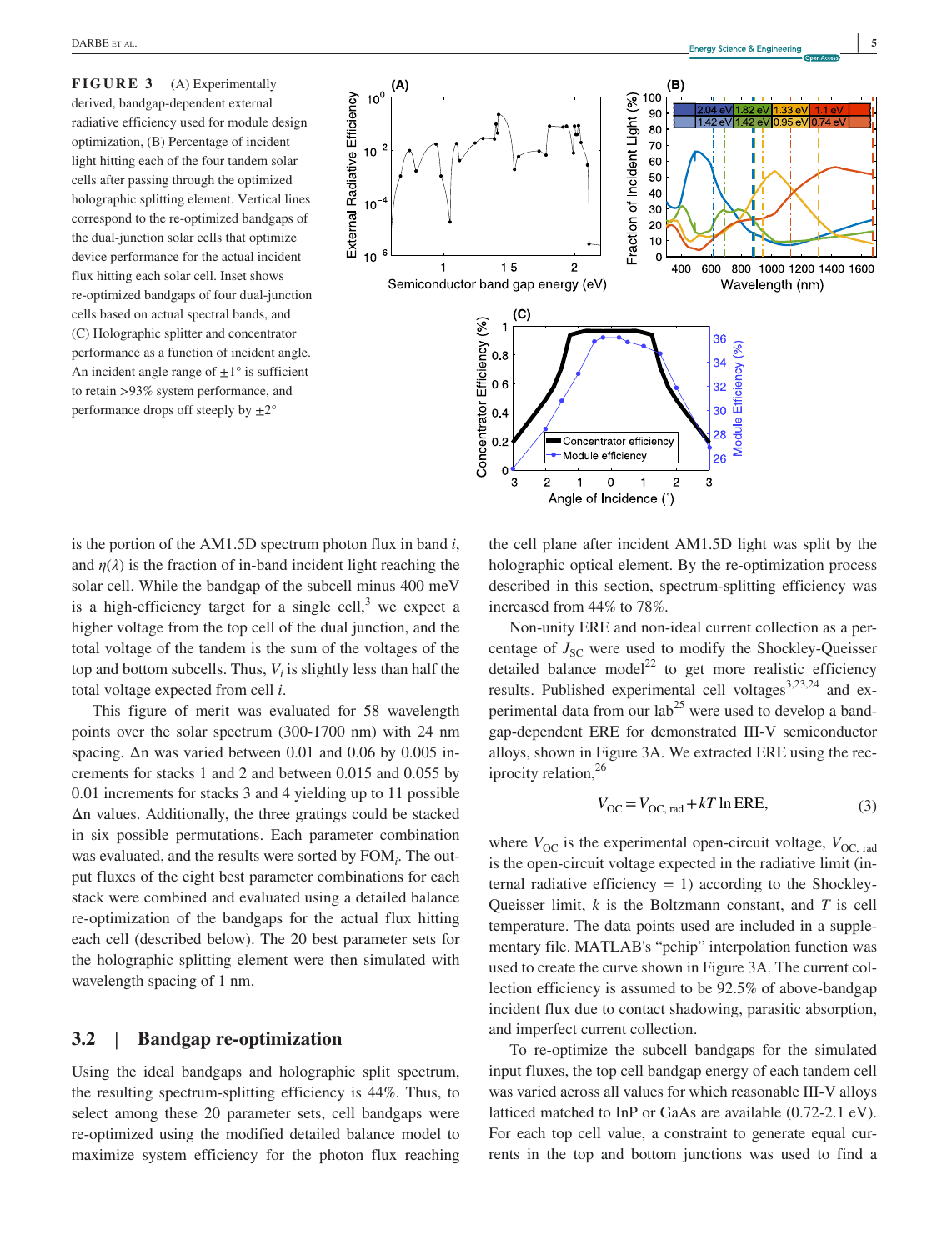**FIGURE 3** (A) Experimentally derived, bandgap-dependent external radiative efficiency used for module design optimization, (B) Percentage of incident light hitting each of the four tandem solar cells after passing through the optimized holographic splitting element. Vertical lines correspond to the re-optimized bandgaps of the dual-junction solar cells that optimize device performance for the actual incident flux hitting each solar cell. Inset shows re-optimized bandgaps of four dual-junction cells based on actual spectral bands, and (C) Holographic splitter and concentrator performance as a function of incident angle. An incident angle range of ±1° is sufficient to retain >93% system performance, and performance drops off steeply by ±2°

is the portion of the AM1.5D spectrum photon flux in band $i$, and $\eta(\lambda)$ is the fraction of in-band incident light reaching the solar cell. While the bandgap of the subcell minus 400 meV is a high-efficiency target for a single cell,[3] we expect a higher voltage from the top cell of the dual junction, and the total voltage of the tandem is the sum of the voltages of the top and bottom subcells. Thus, $V_i$ is slightly less than half the total voltage expected from cell $i$.

This figure of merit was evaluated for 58 wavelength points over the solar spectrum (300-1700 nm) with 24 nm spacing. $\Delta$n was varied between 0.01 and 0.06 by 0.005 increments for stacks 1 and 2 and between 0.015 and 0.055 by 0.01 increments for stacks 3 and 4 yielding up to 11 possible $\Delta$n values. Additionally, the three gratings could be stacked in six possible permutations. Each parameter combination was evaluated, and the results were sorted by $\mathrm{FOM}_i$. The output fluxes of the eight best parameter combinations for each stack were combined and evaluated using a detailed balance re-optimization of the bandgaps for the actual flux hitting each cell (described below). The 20 best parameter sets for the holographic splitting element were then simulated with wavelength spacing of 1 nm.

## 3.2 | Bandgap re-optimization

Using the ideal bandgaps and holographic split spectrum, the resulting spectrum-splitting efficiency is 44%. Thus, to select among these 20 parameter sets, cell bandgaps were re-optimized using the modified detailed balance model to maximize system efficiency for the photon flux reaching the cell plane after incident AM1.5D light was split by the holographic optical element. By the re-optimization process described in this section, spectrum-splitting efficiency was increased from 44% to 78%.

Non-unity ERE and non-ideal current collection as a percentage of $J_{SC}$ were used to modify the Shockley-Queisser detailed balance model[22] to get more realistic efficiency results. Published experimental cell voltages[3,23,24] and experimental data from our lab[25] were used to develop a bandgap-dependent ERE for demonstrated III-V semiconductor alloys, shown in Figure 3A. We extracted ERE using the reciprocity relation,[26]

$$V_{\mathrm{OC}} = V_{\mathrm{OC,\,rad}} + kT \ln \mathrm{ERE}, \tag{3}$$

where $V_{\mathrm{OC}}$ is the experimental open-circuit voltage, $V_{\mathrm{OC,\,rad}}$ is the open-circuit voltage expected in the radiative limit (internal radiative efficiency = 1) according to the Shockley-Queisser limit, $k$ is the Boltzmann constant, and $T$ is cell temperature. The data points used are included in a supplementary file. MATLAB's "pchip" interpolation function was used to create the curve shown in Figure 3A. The current collection efficiency is assumed to be 92.5% of above-bandgap incident flux due to contact shadowing, parasitic absorption, and imperfect current collection.

To re-optimize the subcell bandgaps for the simulated input fluxes, the top cell bandgap energy of each tandem cell was varied across all values for which reasonable III-V alloys latticed matched to InP or GaAs are available (0.72-2.1 eV). For each top cell value, a constraint to generate equal currents in the top and bottom junctions was used to find a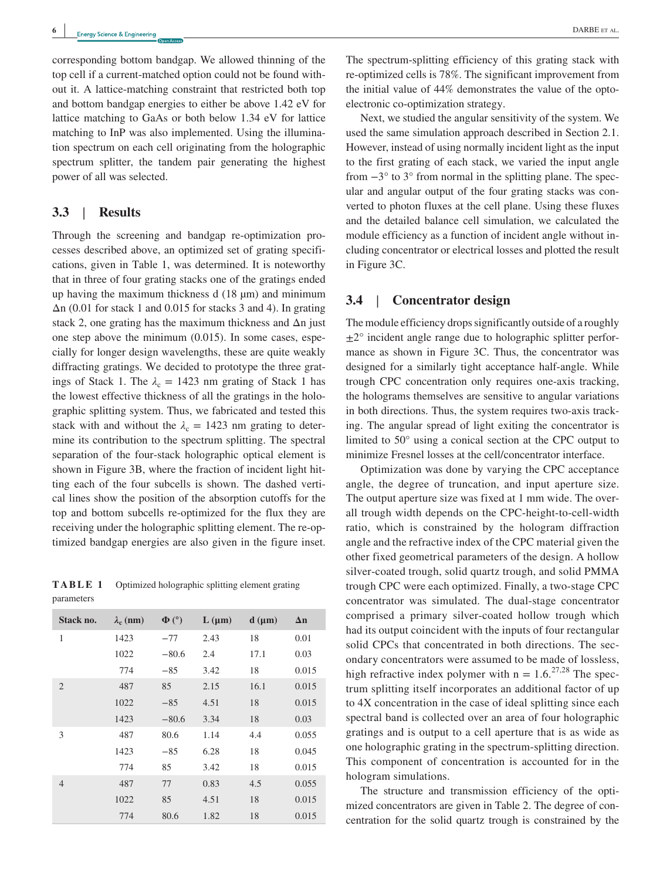corresponding bottom bandgap. We allowed thinning of the top cell if a current-matched option could not be found without it. A lattice-matching constraint that restricted both top and bottom bandgap energies to either be above 1.42 eV for lattice matching to GaAs or both below 1.34 eV for lattice matching to InP was also implemented. Using the illumination spectrum on each cell originating from the holographic spectrum splitter, the tandem pair generating the highest power of all was selected.

### 3.3 | Results

Through the screening and bandgap re-optimization processes described above, an optimized set of grating specifications, given in Table 1, was determined. It is noteworthy that in three of four grating stacks one of the gratings ended up having the maximum thickness d (18 μm) and minimum Δn (0.01 for stack 1 and 0.015 for stacks 3 and 4). In grating stack 2, one grating has the maximum thickness and Δn just one step above the minimum (0.015). In some cases, especially for longer design wavelengths, these are quite weakly diffracting gratings. We decided to prototype the three gratings of Stack 1. The $\lambda_c = 1423$ nm grating of Stack 1 has the lowest effective thickness of all the gratings in the holographic splitting system. Thus, we fabricated and tested this stack with and without the $\lambda_c = 1423$ nm grating to determine its contribution to the spectrum splitting. The spectral separation of the four-stack holographic optical element is shown in Figure 3B, where the fraction of incident light hitting each of the four subcells is shown. The dashed vertical lines show the position of the absorption cutoffs for the top and bottom subcells re-optimized for the flux they are receiving under the holographic splitting element. The re-optimized bandgap energies are also given in the figure inset.

**TABLE 1** Optimized holographic splitting element grating parameters

| Stack no. | $\lambda_c$ (nm) | Φ (°) | L (μm) | d (μm) | Δn |
|---|---|---|---|---|---|
| 1 | 1423 | −77 | 2.43 | 18 | 0.01 |
| | 1022 | −80.6 | 2.4 | 17.1 | 0.03 |
| | 774 | −85 | 3.42 | 18 | 0.015 |
| 2 | 487 | 85 | 2.15 | 16.1 | 0.015 |
| | 1022 | −85 | 4.51 | 18 | 0.015 |
| | 1423 | −80.6 | 3.34 | 18 | 0.03 |
| 3 | 487 | 80.6 | 1.14 | 4.4 | 0.055 |
| | 1423 | −85 | 6.28 | 18 | 0.045 |
| | 774 | 85 | 3.42 | 18 | 0.015 |
| 4 | 487 | 77 | 0.83 | 4.5 | 0.055 |
| | 1022 | 85 | 4.51 | 18 | 0.015 |
| | 774 | 80.6 | 1.82 | 18 | 0.015 |

The spectrum-splitting efficiency of this grating stack with re-optimized cells is 78%. The significant improvement from the initial value of 44% demonstrates the value of the opto-electronic co-optimization strategy.

Next, we studied the angular sensitivity of the system. We used the same simulation approach described in Section 2.1. However, instead of using normally incident light as the input to the first grating of each stack, we varied the input angle from −3° to 3° from normal in the splitting plane. The specular and angular output of the four grating stacks was converted to photon fluxes at the cell plane. Using these fluxes and the detailed balance cell simulation, we calculated the module efficiency as a function of incident angle without including concentrator or electrical losses and plotted the result in Figure 3C.

### 3.4 | Concentrator design

The module efficiency drops significantly outside of a roughly ±2° incident angle range due to holographic splitter performance as shown in Figure 3C. Thus, the concentrator was designed for a similarly tight acceptance half-angle. While trough CPC concentration only requires one-axis tracking, the holograms themselves are sensitive to angular variations in both directions. Thus, the system requires two-axis tracking. The angular spread of light exiting the concentrator is limited to 50° using a conical section at the CPC output to minimize Fresnel losses at the cell/concentrator interface.

Optimization was done by varying the CPC acceptance angle, the degree of truncation, and input aperture size. The output aperture size was fixed at 1 mm wide. The overall trough width depends on the CPC-height-to-cell-width ratio, which is constrained by the hologram diffraction angle and the refractive index of the CPC material given the other fixed geometrical parameters of the design. A hollow silver-coated trough, solid quartz trough, and solid PMMA trough CPC were each optimized. Finally, a two-stage CPC concentrator was simulated. The dual-stage concentrator comprised a primary silver-coated hollow trough which had its output coincident with the inputs of four rectangular solid CPCs that concentrated in both directions. The secondary concentrators were assumed to be made of lossless, high refractive index polymer with n = 1.6.[27,28] The spectrum splitting itself incorporates an additional factor of up to 4X concentration in the case of ideal splitting since each spectral band is collected over an area of four holographic gratings and is output to a cell aperture that is as wide as one holographic grating in the spectrum-splitting direction. This component of concentration is accounted for in the hologram simulations.

The structure and transmission efficiency of the optimized concentrators are given in Table 2. The degree of concentration for the solid quartz trough is constrained by the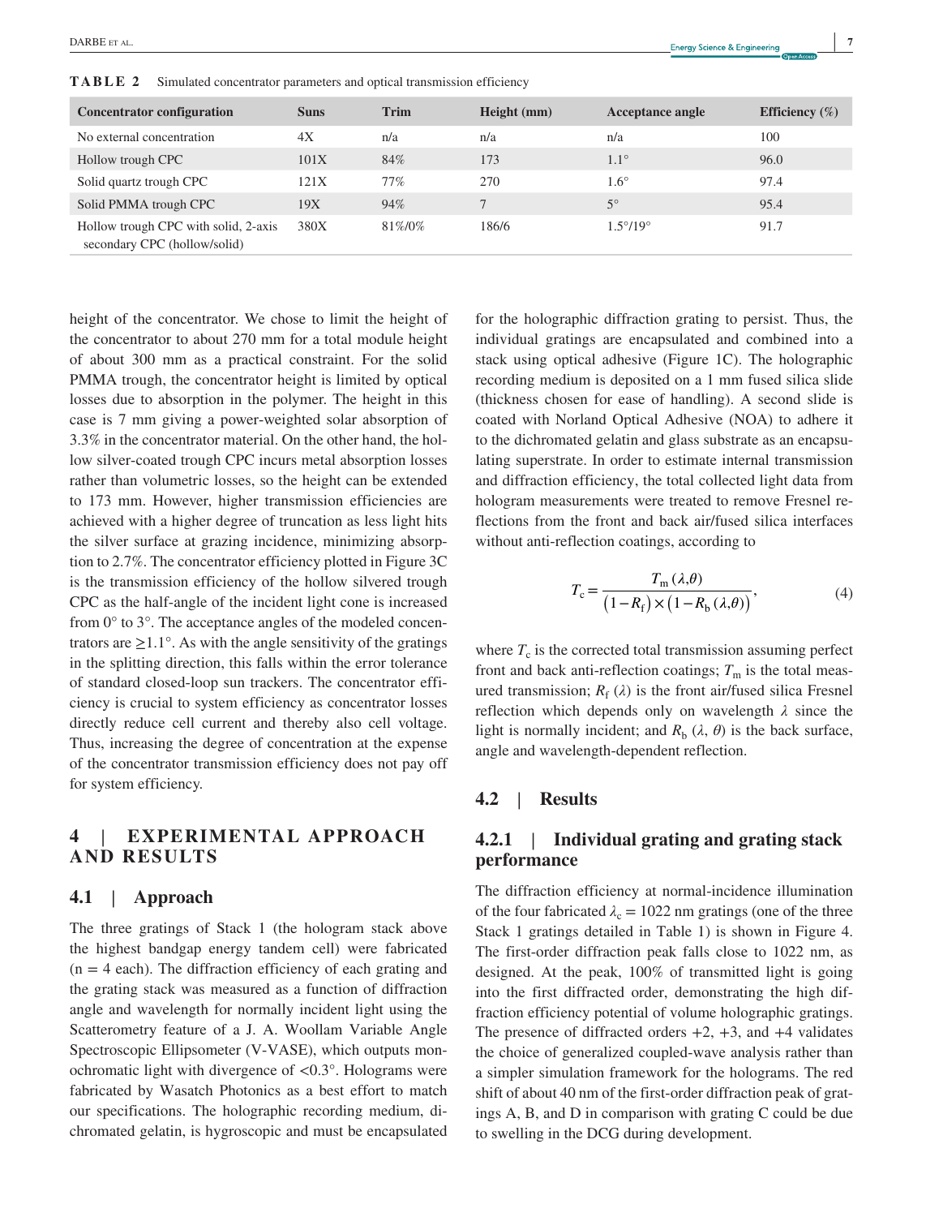**TABLE 2** Simulated concentrator parameters and optical transmission efficiency

| Concentrator configuration | Suns | Trim | Height (mm) | Acceptance angle | Efficiency (%) |
|---|---|---|---|---|---|
| No external concentration | 4X | n/a | n/a | n/a | 100 |
| Hollow trough CPC | 101X | 84% | 173 | 1.1° | 96.0 |
| Solid quartz trough CPC | 121X | 77% | 270 | 1.6° | 97.4 |
| Solid PMMA trough CPC | 19X | 94% | 7 | 5° | 95.4 |
| Hollow trough CPC with solid, 2-axis secondary CPC (hollow/solid) | 380X | 81%/0% | 186/6 | 1.5°/19° | 91.7 |

height of the concentrator. We chose to limit the height of the concentrator to about 270 mm for a total module height of about 300 mm as a practical constraint. For the solid PMMA trough, the concentrator height is limited by optical losses due to absorption in the polymer. The height in this case is 7 mm giving a power-weighted solar absorption of 3.3% in the concentrator material. On the other hand, the hollow silver-coated trough CPC incurs metal absorption losses rather than volumetric losses, so the height can be extended to 173 mm. However, higher transmission efficiencies are achieved with a higher degree of truncation as less light hits the silver surface at grazing incidence, minimizing absorption to 2.7%. The concentrator efficiency plotted in Figure 3C is the transmission efficiency of the hollow silvered trough CPC as the half-angle of the incident light cone is increased from 0° to 3°. The acceptance angles of the modeled concentrators are ≥1.1°. As with the angle sensitivity of the gratings in the splitting direction, this falls within the error tolerance of standard closed-loop sun trackers. The concentrator efficiency is crucial to system efficiency as concentrator losses directly reduce cell current and thereby also cell voltage. Thus, increasing the degree of concentration at the expense of the concentrator transmission efficiency does not pay off for system efficiency.

# 4 | EXPERIMENTAL APPROACH AND RESULTS

## 4.1 | Approach

The three gratings of Stack 1 (the hologram stack above the highest bandgap energy tandem cell) were fabricated (n = 4 each). The diffraction efficiency of each grating and the grating stack was measured as a function of diffraction angle and wavelength for normally incident light using the Scatterometry feature of a J. A. Woollam Variable Angle Spectroscopic Ellipsometer (V-VASE), which outputs monochromatic light with divergence of <0.3°. Holograms were fabricated by Wasatch Photonics as a best effort to match our specifications. The holographic recording medium, dichromated gelatin, is hygroscopic and must be encapsulated for the holographic diffraction grating to persist. Thus, the individual gratings are encapsulated and combined into a stack using optical adhesive (Figure 1C). The holographic recording medium is deposited on a 1 mm fused silica slide (thickness chosen for ease of handling). A second slide is coated with Norland Optical Adhesive (NOA) to adhere it to the dichromated gelatin and glass substrate as an encapsulating superstrate. In order to estimate internal transmission and diffraction efficiency, the total collected light data from hologram measurements were treated to remove Fresnel reflections from the front and back air/fused silica interfaces without anti-reflection coatings, according to

$$T_c = \frac{T_m(\lambda,\theta)}{\left(1-R_f\right)\times\left(1-R_b(\lambda,\theta)\right)}, \tag{4}$$

where $T_c$ is the corrected total transmission assuming perfect front and back anti-reflection coatings; $T_m$ is the total measured transmission; $R_f(\lambda)$ is the front air/fused silica Fresnel reflection which depends only on wavelength $\lambda$ since the light is normally incident; and $R_b(\lambda, \theta)$ is the back surface, angle and wavelength-dependent reflection.

## 4.2 | Results

### 4.2.1 | Individual grating and grating stack performance

The diffraction efficiency at normal-incidence illumination of the four fabricated $\lambda_c = 1022$ nm gratings (one of the three Stack 1 gratings detailed in Table 1) is shown in Figure 4. The first-order diffraction peak falls close to 1022 nm, as designed. At the peak, 100% of transmitted light is going into the first diffracted order, demonstrating the high diffraction efficiency potential of volume holographic gratings. The presence of diffracted orders +2, +3, and +4 validates the choice of generalized coupled-wave analysis rather than a simpler simulation framework for the holograms. The red shift of about 40 nm of the first-order diffraction peak of gratings A, B, and D in comparison with grating C could be due to swelling in the DCG during development.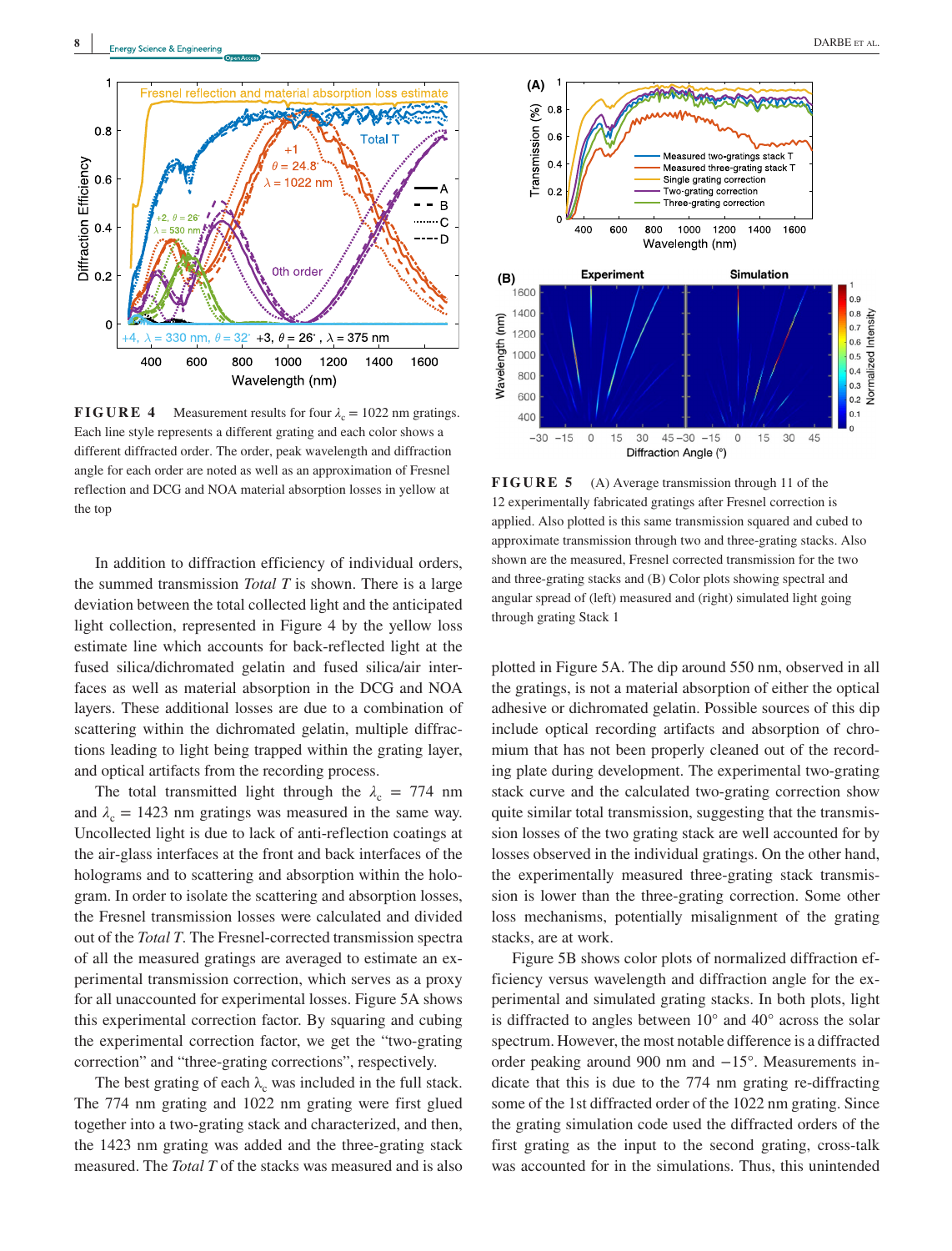**FIGURE 4** Measurement results for four $\lambda_c = 1022$ nm gratings. Each line style represents a different grating and each color shows a different diffracted order. The order, peak wavelength and diffraction angle for each order are noted as well as an approximation of Fresnel reflection and DCG and NOA material absorption losses in yellow at the top

In addition to diffraction efficiency of individual orders, the summed transmission *Total T* is shown. There is a large deviation between the total collected light and the anticipated light collection, represented in Figure 4 by the yellow loss estimate line which accounts for back-reflected light at the fused silica/dichromated gelatin and fused silica/air interfaces as well as material absorption in the DCG and NOA layers. These additional losses are due to a combination of scattering within the dichromated gelatin, multiple diffractions leading to light being trapped within the grating layer, and optical artifacts from the recording process.

The total transmitted light through the $\lambda_c = 774$ nm and $\lambda_c = 1423$ nm gratings was measured in the same way. Uncollected light is due to lack of anti-reflection coatings at the air-glass interfaces at the front and back interfaces of the holograms and to scattering and absorption within the hologram. In order to isolate the scattering and absorption losses, the Fresnel transmission losses were calculated and divided out of the *Total T*. The Fresnel-corrected transmission spectra of all the measured gratings are averaged to estimate an experimental transmission correction, which serves as a proxy for all unaccounted for experimental losses. Figure 5A shows this experimental correction factor. By squaring and cubing the experimental correction factor, we get the "two-grating correction" and "three-grating corrections", respectively.

The best grating of each $\lambda_c$ was included in the full stack. The 774 nm grating and 1022 nm grating were first glued together into a two-grating stack and characterized, and then, the 1423 nm grating was added and the three-grating stack measured. The *Total T* of the stacks was measured and is also plotted in Figure 5A. The dip around 550 nm, observed in all the gratings, is not a material absorption of either the optical adhesive or dichromated gelatin. Possible sources of this dip include optical recording artifacts and absorption of chromium that has not been properly cleaned out of the recording plate during development. The experimental two-grating stack curve and the calculated two-grating correction show quite similar total transmission, suggesting that the transmission losses of the two grating stack are well accounted for by losses observed in the individual gratings. On the other hand, the experimentally measured three-grating stack transmission is lower than the three-grating correction. Some other loss mechanisms, potentially misalignment of the grating stacks, are at work.

**FIGURE 5** (A) Average transmission through 11 of the 12 experimentally fabricated gratings after Fresnel correction is applied. Also plotted is this same transmission squared and cubed to approximate transmission through two and three-grating stacks. Also shown are the measured, Fresnel corrected transmission for the two and three-grating stacks and (B) Color plots showing spectral and angular spread of (left) measured and (right) simulated light going through grating Stack 1

Figure 5B shows color plots of normalized diffraction efficiency versus wavelength and diffraction angle for the experimental and simulated grating stacks. In both plots, light is diffracted to angles between 10° and 40° across the solar spectrum. However, the most notable difference is a diffracted order peaking around 900 nm and −15°. Measurements indicate that this is due to the 774 nm grating re-diffracting some of the 1st diffracted order of the 1022 nm grating. Since the grating simulation code used the diffracted orders of the first grating as the input to the second grating, cross-talk was accounted for in the simulations. Thus, this unintended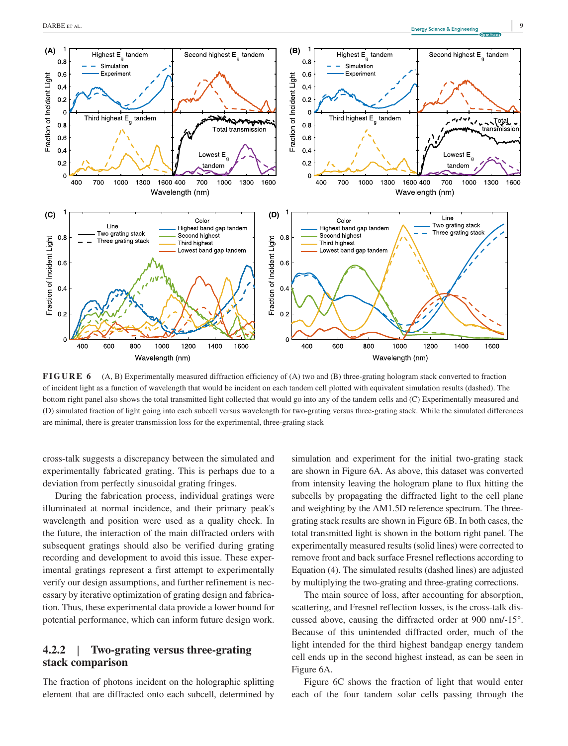**FIGURE 6** (A, B) Experimentally measured diffraction efficiency of (A) two and (B) three-grating hologram stack converted to fraction of incident light as a function of wavelength that would be incident on each tandem cell plotted with equivalent simulation results (dashed). The bottom right panel also shows the total transmitted light collected that would go into any of the tandem cells and (C) Experimentally measured and (D) simulated fraction of light going into each subcell versus wavelength for two-grating versus three-grating stack. While the simulated differences are minimal, there is greater transmission loss for the experimental, three-grating stack

cross-talk suggests a discrepancy between the simulated and experimentally fabricated grating. This is perhaps due to a deviation from perfectly sinusoidal grating fringes.

During the fabrication process, individual gratings were illuminated at normal incidence, and their primary peak's wavelength and position were used as a quality check. In the future, the interaction of the main diffracted orders with subsequent gratings should also be verified during grating recording and development to avoid this issue. These experimental gratings represent a first attempt to experimentally verify our design assumptions, and further refinement is necessary by iterative optimization of grating design and fabrication. Thus, these experimental data provide a lower bound for potential performance, which can inform future design work.

### 4.2.2 | Two-grating versus three-grating stack comparison

The fraction of photons incident on the holographic splitting element that are diffracted onto each subcell, determined by simulation and experiment for the initial two-grating stack are shown in Figure 6A. As above, this dataset was converted from intensity leaving the hologram plane to flux hitting the subcells by propagating the diffracted light to the cell plane and weighting by the AM1.5D reference spectrum. The three-grating stack results are shown in Figure 6B. In both cases, the total transmitted light is shown in the bottom right panel. The experimentally measured results (solid lines) were corrected to remove front and back surface Fresnel reflections according to Equation (4). The simulated results (dashed lines) are adjusted by multiplying the two-grating and three-grating corrections.

The main source of loss, after accounting for absorption, scattering, and Fresnel reflection losses, is the cross-talk discussed above, causing the diffracted order at 900 nm/-15°. Because of this unintended diffracted order, much of the light intended for the third highest bandgap energy tandem cell ends up in the second highest instead, as can be seen in Figure 6A.

Figure 6C shows the fraction of light that would enter each of the four tandem solar cells passing through the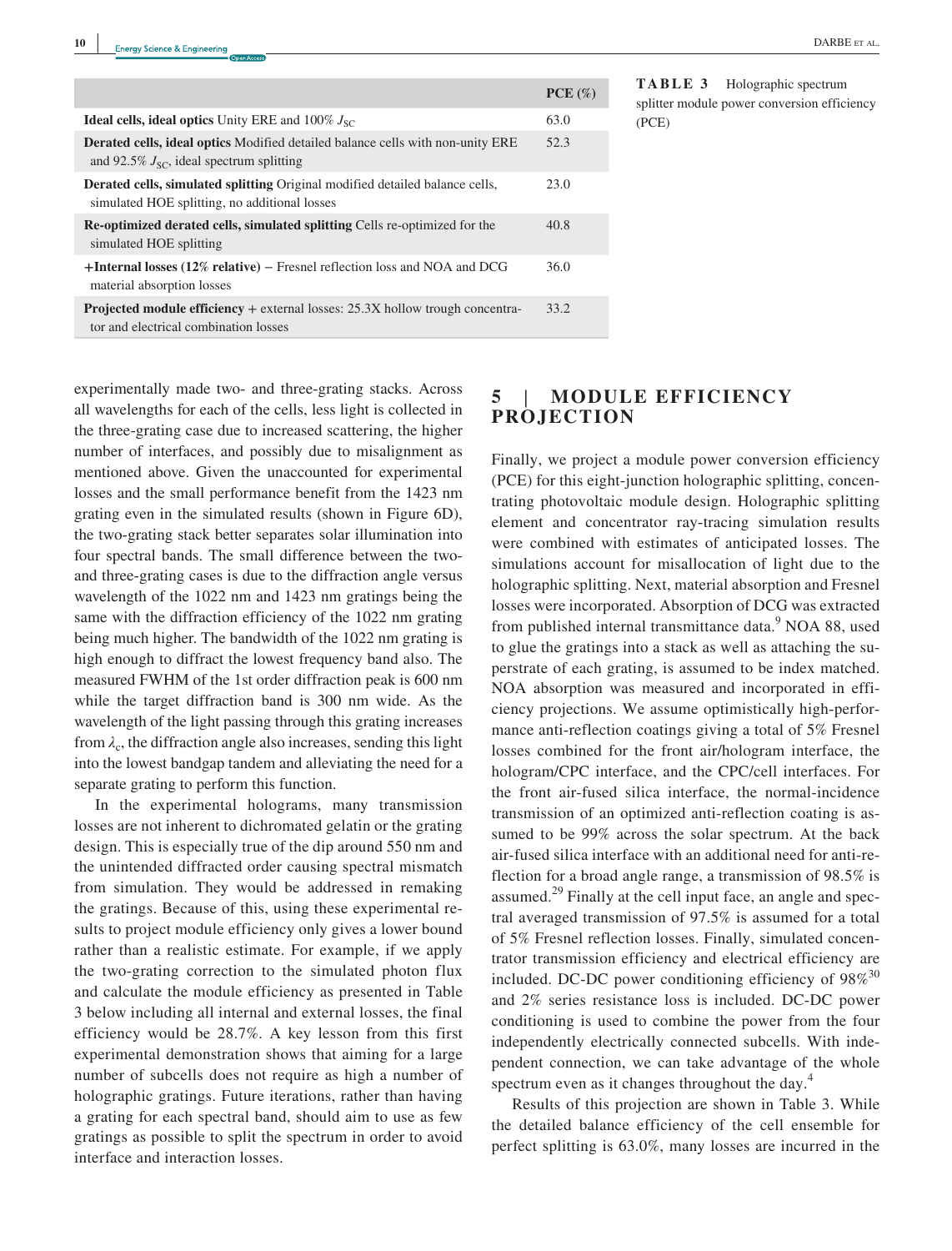**TABLE 3** Holographic spectrum splitter module power conversion efficiency (PCE)

| | PCE (%) |
|---|---|
| **Ideal cells, ideal optics** Unity ERE and 100% $J_{SC}$ | 63.0 |
| **Derated cells, ideal optics** Modified detailed balance cells with non-unity ERE and 92.5% $J_{SC}$, ideal spectrum splitting | 52.3 |
| **Derated cells, simulated splitting** Original modified detailed balance cells, simulated HOE splitting, no additional losses | 23.0 |
| **Re-optimized derated cells, simulated splitting** Cells re-optimized for the simulated HOE splitting | 40.8 |
| **+Internal losses (12% relative)** − Fresnel reflection loss and NOA and DCG material absorption losses | 36.0 |
| **Projected module efficiency** + external losses: 25.3X hollow trough concentrator and electrical combination losses | 33.2 |

experimentally made two- and three-grating stacks. Across all wavelengths for each of the cells, less light is collected in the three-grating case due to increased scattering, the higher number of interfaces, and possibly due to misalignment as mentioned above. Given the unaccounted for experimental losses and the small performance benefit from the 1423 nm grating even in the simulated results (shown in Figure 6D), the two-grating stack better separates solar illumination into four spectral bands. The small difference between the two- and three-grating cases is due to the diffraction angle versus wavelength of the 1022 nm and 1423 nm gratings being the same with the diffraction efficiency of the 1022 nm grating being much higher. The bandwidth of the 1022 nm grating is high enough to diffract the lowest frequency band also. The measured FWHM of the 1st order diffraction peak is 600 nm while the target diffraction band is 300 nm wide. As the wavelength of the light passing through this grating increases from $\lambda_c$, the diffraction angle also increases, sending this light into the lowest bandgap tandem and alleviating the need for a separate grating to perform this function.

In the experimental holograms, many transmission losses are not inherent to dichromated gelatin or the grating design. This is especially true of the dip around 550 nm and the unintended diffracted order causing spectral mismatch from simulation. They would be addressed in remaking the gratings. Because of this, using these experimental results to project module efficiency only gives a lower bound rather than a realistic estimate. For example, if we apply the two-grating correction to the simulated photon flux and calculate the module efficiency as presented in Table 3 below including all internal and external losses, the final efficiency would be 28.7%. A key lesson from this first experimental demonstration shows that aiming for a large number of subcells does not require as high a number of holographic gratings. Future iterations, rather than having a grating for each spectral band, should aim to use as few gratings as possible to split the spectrum in order to avoid interface and interaction losses.

## 5 | MODULE EFFICIENCY PROJECTION

Finally, we project a module power conversion efficiency (PCE) for this eight-junction holographic splitting, concentrating photovoltaic module design. Holographic splitting element and concentrator ray-tracing simulation results were combined with estimates of anticipated losses. The simulations account for misallocation of light due to the holographic splitting. Next, material absorption and Fresnel losses were incorporated. Absorption of DCG was extracted from published internal transmittance data.[9] NOA 88, used to glue the gratings into a stack as well as attaching the superstrate of each grating, is assumed to be index matched. NOA absorption was measured and incorporated in efficiency projections. We assume optimistically high-performance anti-reflection coatings giving a total of 5% Fresnel losses combined for the front air/hologram interface, the hologram/CPC interface, and the CPC/cell interfaces. For the front air-fused silica interface, the normal-incidence transmission of an optimized anti-reflection coating is assumed to be 99% across the solar spectrum. At the back air-fused silica interface with an additional need for anti-reflection for a broad angle range, a transmission of 98.5% is assumed.[29] Finally at the cell input face, an angle and spectral averaged transmission of 97.5% is assumed for a total of 5% Fresnel reflection losses. Finally, simulated concentrator transmission efficiency and electrical efficiency are included. DC-DC power conditioning efficiency of 98%[30] and 2% series resistance loss is included. DC-DC power conditioning is used to combine the power from the four independently electrically connected subcells. With independent connection, we can take advantage of the whole spectrum even as it changes throughout the day.[4]

Results of this projection are shown in Table 3. While the detailed balance efficiency of the cell ensemble for perfect splitting is 63.0%, many losses are incurred in the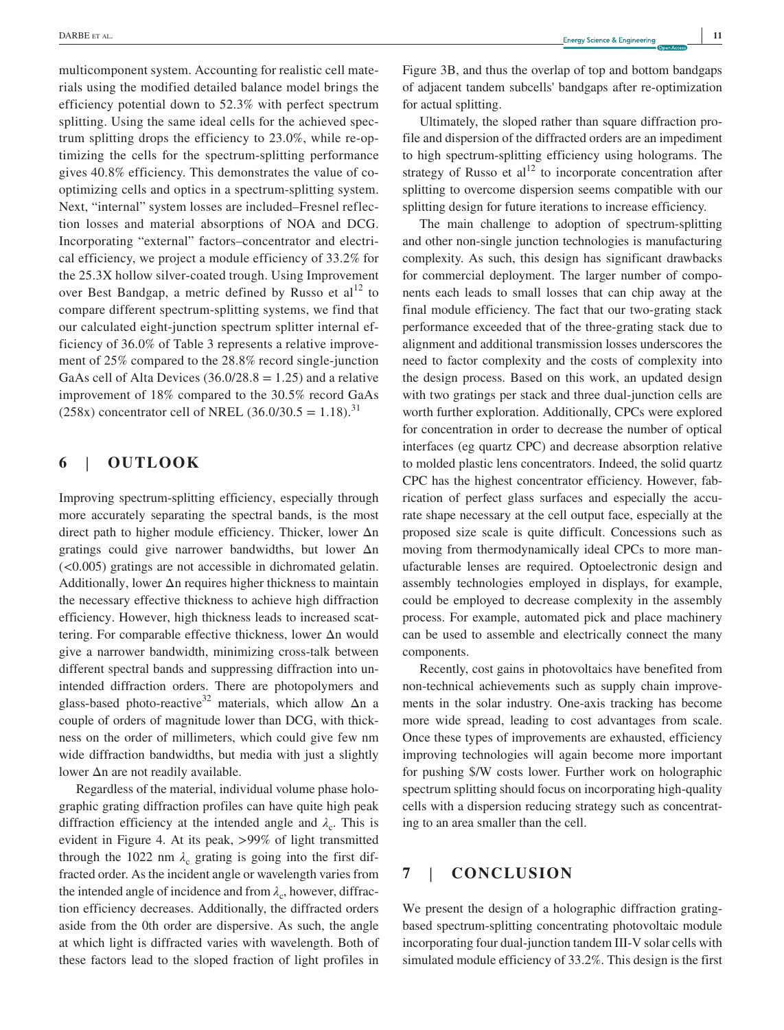multicomponent system. Accounting for realistic cell materials using the modified detailed balance model brings the efficiency potential down to 52.3% with perfect spectrum splitting. Using the same ideal cells for the achieved spectrum splitting drops the efficiency to 23.0%, while re-optimizing the cells for the spectrum-splitting performance gives 40.8% efficiency. This demonstrates the value of co-optimizing cells and optics in a spectrum-splitting system. Next, "internal" system losses are included–Fresnel reflection losses and material absorptions of NOA and DCG. Incorporating "external" factors–concentrator and electrical efficiency, we project a module efficiency of 33.2% for the 25.3X hollow silver-coated trough. Using Improvement over Best Bandgap, a metric defined by Russo et al[12] to compare different spectrum-splitting systems, we find that our calculated eight-junction spectrum splitter internal efficiency of 36.0% of Table 3 represents a relative improvement of 25% compared to the 28.8% record single-junction GaAs cell of Alta Devices ($36.0/28.8 = 1.25$) and a relative improvement of 18% compared to the 30.5% record GaAs (258x) concentrator cell of NREL ($36.0/30.5 = 1.18$).[31]

## 6 | OUTLOOK

Improving spectrum-splitting efficiency, especially through more accurately separating the spectral bands, is the most direct path to higher module efficiency. Thicker, lower $\Delta n$ gratings could give narrower bandwidths, but lower $\Delta n$ ($<0.005$) gratings are not accessible in dichromated gelatin. Additionally, lower $\Delta n$ requires higher thickness to maintain the necessary effective thickness to achieve high diffraction efficiency. However, high thickness leads to increased scattering. For comparable effective thickness, lower $\Delta n$ would give a narrower bandwidth, minimizing cross-talk between different spectral bands and suppressing diffraction into unintended diffraction orders. There are photopolymers and glass-based photo-reactive[32] materials, which allow $\Delta n$ a couple of orders of magnitude lower than DCG, with thickness on the order of millimeters, which could give few nm wide diffraction bandwidths, but media with just a slightly lower $\Delta n$ are not readily available.

Regardless of the material, individual volume phase holographic grating diffraction profiles can have quite high peak diffraction efficiency at the intended angle and $\lambda_c$. This is evident in Figure 4. At its peak, >99% of light transmitted through the 1022 nm $\lambda_c$ grating is going into the first diffracted order. As the incident angle or wavelength varies from the intended angle of incidence and from $\lambda_c$, however, diffraction efficiency decreases. Additionally, the diffracted orders aside from the 0th order are dispersive. As such, the angle at which light is diffracted varies with wavelength. Both of these factors lead to the sloped fraction of light profiles in Figure 3B, and thus the overlap of top and bottom bandgaps of adjacent tandem subcells' bandgaps after re-optimization for actual splitting.

Ultimately, the sloped rather than square diffraction profile and dispersion of the diffracted orders are an impediment to high spectrum-splitting efficiency using holograms. The strategy of Russo et al[12] to incorporate concentration after splitting to overcome dispersion seems compatible with our splitting design for future iterations to increase efficiency.

The main challenge to adoption of spectrum-splitting and other non-single junction technologies is manufacturing complexity. As such, this design has significant drawbacks for commercial deployment. The larger number of components each leads to small losses that can chip away at the final module efficiency. The fact that our two-grating stack performance exceeded that of the three-grating stack due to alignment and additional transmission losses underscores the need to factor complexity and the costs of complexity into the design process. Based on this work, an updated design with two gratings per stack and three dual-junction cells are worth further exploration. Additionally, CPCs were explored for concentration in order to decrease the number of optical interfaces (eg quartz CPC) and decrease absorption relative to molded plastic lens concentrators. Indeed, the solid quartz CPC has the highest concentrator efficiency. However, fabrication of perfect glass surfaces and especially the accurate shape necessary at the cell output face, especially at the proposed size scale is quite difficult. Concessions such as moving from thermodynamically ideal CPCs to more manufacturable lenses are required. Optoelectronic design and assembly technologies employed in displays, for example, could be employed to decrease complexity in the assembly process. For example, automated pick and place machinery can be used to assemble and electrically connect the many components.

Recently, cost gains in photovoltaics have benefited from non-technical achievements such as supply chain improvements in the solar industry. One-axis tracking has become more wide spread, leading to cost advantages from scale. Once these types of improvements are exhausted, efficiency improving technologies will again become more important for pushing \$/W costs lower. Further work on holographic spectrum splitting should focus on incorporating high-quality cells with a dispersion reducing strategy such as concentrating to an area smaller than the cell.

## 7 | CONCLUSION

We present the design of a holographic diffraction grating-based spectrum-splitting concentrating photovoltaic module incorporating four dual-junction tandem III-V solar cells with simulated module efficiency of 33.2%. This design is the first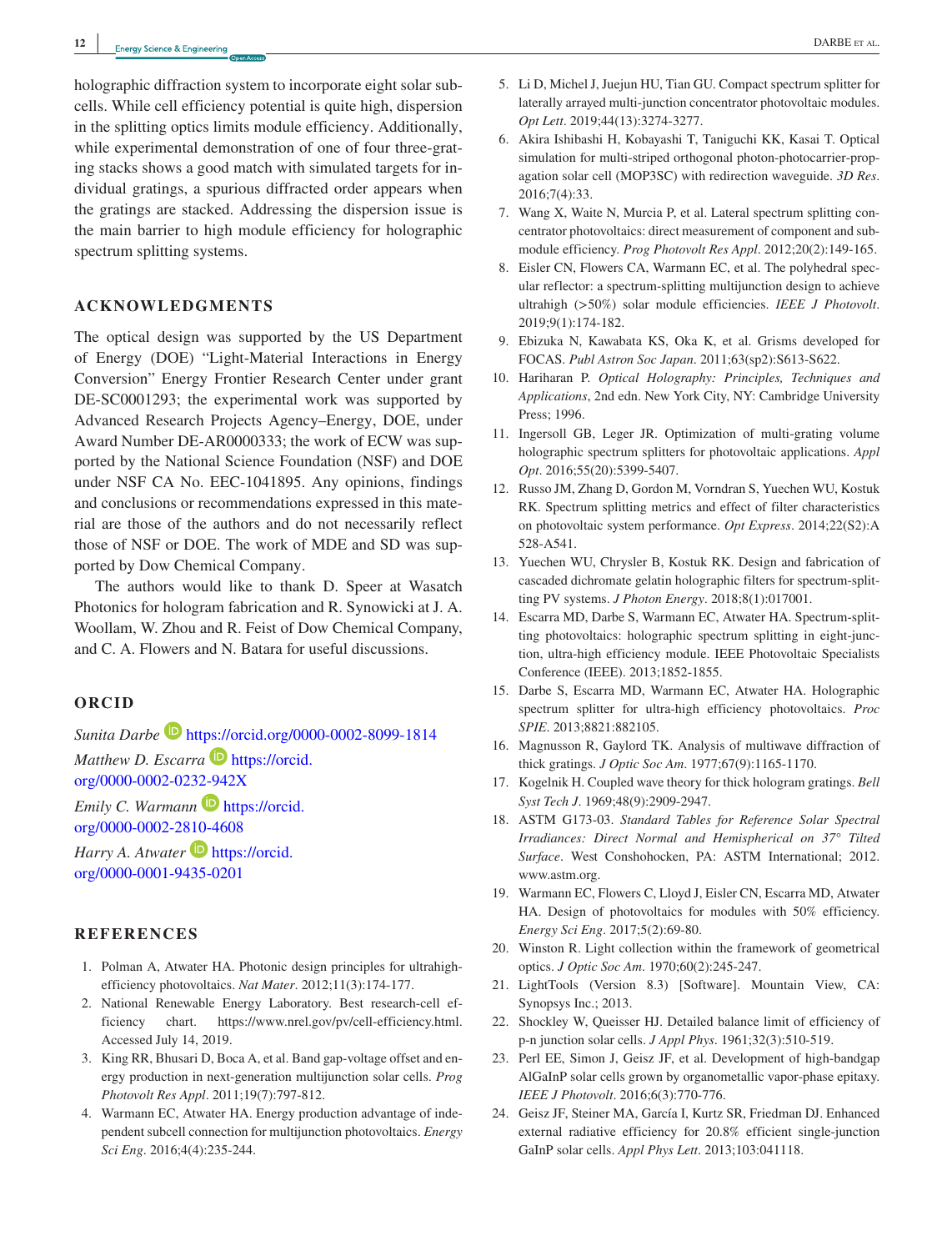holographic diffraction system to incorporate eight solar subcells. While cell efficiency potential is quite high, dispersion in the splitting optics limits module efficiency. Additionally, while experimental demonstration of one of four three-grating stacks shows a good match with simulated targets for individual gratings, a spurious diffracted order appears when the gratings are stacked. Addressing the dispersion issue is the main barrier to high module efficiency for holographic spectrum splitting systems.

## ACKNOWLEDGMENTS

The optical design was supported by the US Department of Energy (DOE) "Light-Material Interactions in Energy Conversion" Energy Frontier Research Center under grant DE-SC0001293; the experimental work was supported by Advanced Research Projects Agency–Energy, DOE, under Award Number DE-AR0000333; the work of ECW was supported by the National Science Foundation (NSF) and DOE under NSF CA No. EEC-1041895. Any opinions, findings and conclusions or recommendations expressed in this material are those of the authors and do not necessarily reflect those of NSF or DOE. The work of MDE and SD was supported by Dow Chemical Company.

The authors would like to thank D. Speer at Wasatch Photonics for hologram fabrication and R. Synowicki at J. A. Woollam, W. Zhou and R. Feist of Dow Chemical Company, and C. A. Flowers and N. Batara for useful discussions.

## ORCID

*Sunita Darbe* https://orcid.org/0000-0002-8099-1814
*Matthew D. Escarra* https://orcid.org/0000-0002-0232-942X
*Emily C. Warmann* https://orcid.org/0000-0002-2810-4608
*Harry A. Atwater* https://orcid.org/0000-0001-9435-0201

## REFERENCES

1. Polman A, Atwater HA. Photonic design principles for ultrahigh-efficiency photovoltaics. *Nat Mater*. 2012;11(3):174-177.
2. National Renewable Energy Laboratory. Best research-cell efficiency chart. https://www.nrel.gov/pv/cell-efficiency.html. Accessed July 14, 2019.
3. King RR, Bhusari D, Boca A, et al. Band gap-voltage offset and energy production in next-generation multijunction solar cells. *Prog Photovolt Res Appl*. 2011;19(7):797-812.
4. Warmann EC, Atwater HA. Energy production advantage of independent subcell connection for multijunction photovoltaics. *Energy Sci Eng*. 2016;4(4):235-244.
5. Li D, Michel J, Juejun HU, Tian GU. Compact spectrum splitter for laterally arrayed multi-junction concentrator photovoltaic modules. *Opt Lett*. 2019;44(13):3274-3277.
6. Akira Ishibashi H, Kobayashi T, Taniguchi KK, Kasai T. Optical simulation for multi-striped orthogonal photon-photocarrier-propagation solar cell (MOP3SC) with redirection waveguide. *3D Res*. 2016;7(4):33.
7. Wang X, Waite N, Murcia P, et al. Lateral spectrum splitting concentrator photovoltaics: direct measurement of component and submodule efficiency. *Prog Photovolt Res Appl*. 2012;20(2):149-165.
8. Eisler CN, Flowers CA, Warmann EC, et al. The polyhedral specular reflector: a spectrum-splitting multijunction design to achieve ultrahigh (>50%) solar module efficiencies. *IEEE J Photovolt*. 2019;9(1):174-182.
9. Ebizuka N, Kawabata KS, Oka K, et al. Grisms developed for FOCAS. *Publ Astron Soc Japan*. 2011;63(sp2):S613-S622.
10. Hariharan P. *Optical Holography: Principles, Techniques and Applications*, 2nd edn. New York City, NY: Cambridge University Press; 1996.
11. Ingersoll GB, Leger JR. Optimization of multi-grating volume holographic spectrum splitters for photovoltaic applications. *Appl Opt*. 2016;55(20):5399-5407.
12. Russo JM, Zhang D, Gordon M, Vorndran S, Yuechen WU, Kostuk RK. Spectrum splitting metrics and effect of filter characteristics on photovoltaic system performance. *Opt Express*. 2014;22(S2):A 528-A541.
13. Yuechen WU, Chrysler B, Kostuk RK. Design and fabrication of cascaded dichromate gelatin holographic filters for spectrum-splitting PV systems. *J Photon Energy*. 2018;8(1):017001.
14. Escarra MD, Darbe S, Warmann EC, Atwater HA. Spectrum-splitting photovoltaics: holographic spectrum splitting in eight-junction, ultra-high efficiency module. IEEE Photovoltaic Specialists Conference (IEEE). 2013;1852-1855.
15. Darbe S, Escarra MD, Warmann EC, Atwater HA. Holographic spectrum splitter for ultra-high efficiency photovoltaics. *Proc SPIE*. 2013;8821:882105.
16. Magnusson R, Gaylord TK. Analysis of multiwave diffraction of thick gratings. *J Optic Soc Am*. 1977;67(9):1165-1170.
17. Kogelnik H. Coupled wave theory for thick hologram gratings. *Bell Syst Tech J*. 1969;48(9):2909-2947.
18. ASTM G173-03. *Standard Tables for Reference Solar Spectral Irradiances: Direct Normal and Hemispherical on 37° Tilted Surface*. West Conshohocken, PA: ASTM International; 2012. www.astm.org.
19. Warmann EC, Flowers C, Lloyd J, Eisler CN, Escarra MD, Atwater HA. Design of photovoltaics for modules with 50% efficiency. *Energy Sci Eng*. 2017;5(2):69-80.
20. Winston R. Light collection within the framework of geometrical optics. *J Optic Soc Am*. 1970;60(2):245-247.
21. LightTools (Version 8.3) [Software]. Mountain View, CA: Synopsys Inc.; 2013.
22. Shockley W, Queisser HJ. Detailed balance limit of efficiency of p-n junction solar cells. *J Appl Phys*. 1961;32(3):510-519.
23. Perl EE, Simon J, Geisz JF, et al. Development of high-bandgap AlGaInP solar cells grown by organometallic vapor-phase epitaxy. *IEEE J Photovolt*. 2016;6(3):770-776.
24. Geisz JF, Steiner MA, García I, Kurtz SR, Friedman DJ. Enhanced external radiative efficiency for 20.8% efficient single-junction GaInP solar cells. *Appl Phys Lett*. 2013;103:041118.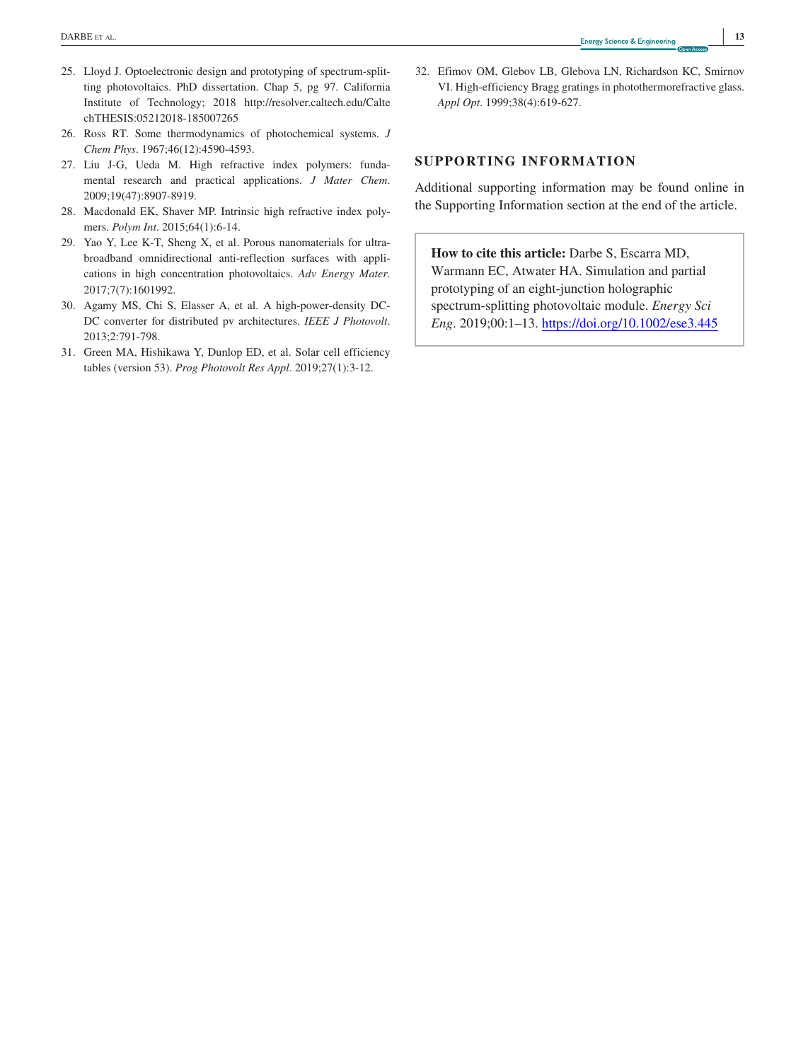25. Lloyd J. Optoelectronic design and prototyping of spectrum-splitting photovoltaics. PhD dissertation. Chap 5, pg 97. California Institute of Technology; 2018 http://resolver.caltech.edu/CaltechTHESIS:05212018-185007265
26. Ross RT. Some thermodynamics of photochemical systems. *J Chem Phys*. 1967;46(12):4590-4593.
27. Liu J-G, Ueda M. High refractive index polymers: fundamental research and practical applications. *J Mater Chem*. 2009;19(47):8907-8919.
28. Macdonald EK, Shaver MP. Intrinsic high refractive index polymers. *Polym Int*. 2015;64(1):6-14.
29. Yao Y, Lee K-T, Sheng X, et al. Porous nanomaterials for ultrabroadband omnidirectional anti-reflection surfaces with applications in high concentration photovoltaics. *Adv Energy Mater*. 2017;7(7):1601992.
30. Agamy MS, Chi S, Elasser A, et al. A high-power-density DC-DC converter for distributed pv architectures. *IEEE J Photovolt*. 2013;2:791-798.
31. Green MA, Hishikawa Y, Dunlop ED, et al. Solar cell efficiency tables (version 53). *Prog Photovolt Res Appl*. 2019;27(1):3-12.
32. Efimov OM, Glebov LB, Glebova LN, Richardson KC, Smirnov VI. High-efficiency Bragg gratings in photothermorefractive glass. *Appl Opt*. 1999;38(4):619-627.

## SUPPORTING INFORMATION

Additional supporting information may be found online in the Supporting Information section at the end of the article.

**How to cite this article:** Darbe S, Escarra MD, Warmann EC, Atwater HA. Simulation and partial prototyping of an eight-junction holographic spectrum-splitting photovoltaic module. *Energy Sci Eng*. 2019;00:1–13. https://doi.org/10.1002/ese3.445